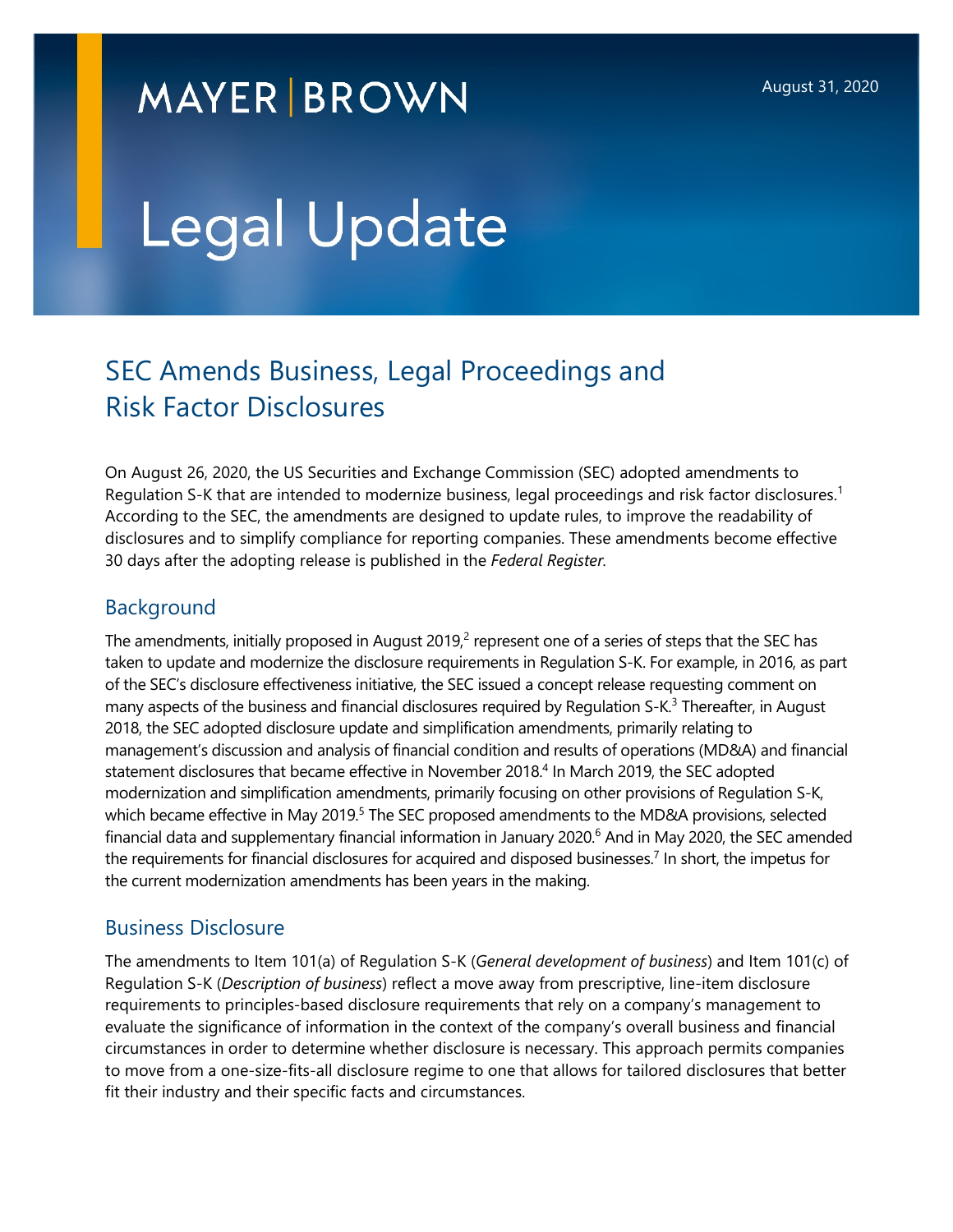MAYER | BROWN

August 31, 2020

# Legal Update

## SEC Amends Business, Legal Proceedings and Risk Factor Disclosures

On August 26, 2020, the US Securities and Exchange Commission (SEC) adopted amendments to Regulation S-K that are intended to modernize business, legal proceedings and risk factor disclosures.[1] According to the SEC, the amendments are designed to update rules, to improve the readability of disclosures and to simplify compliance for reporting companies. These amendments become effective 30 days after the adopting release is published in the *Federal Register*.

### Background

The amendments, initially proposed in August 2019,[2] represent one of a series of steps that the SEC has taken to update and modernize the disclosure requirements in Regulation S-K. For example, in 2016, as part of the SEC's disclosure effectiveness initiative, the SEC issued a concept release requesting comment on many aspects of the business and financial disclosures required by Regulation S-K.[3] Thereafter, in August 2018, the SEC adopted disclosure update and simplification amendments, primarily relating to management's discussion and analysis of financial condition and results of operations (MD&A) and financial statement disclosures that became effective in November 2018.[4] In March 2019, the SEC adopted modernization and simplification amendments, primarily focusing on other provisions of Regulation S-K, which became effective in May 2019.[5] The SEC proposed amendments to the MD&A provisions, selected financial data and supplementary financial information in January 2020.[6] And in May 2020, the SEC amended the requirements for financial disclosures for acquired and disposed businesses.[7] In short, the impetus for the current modernization amendments has been years in the making.

### Business Disclosure

The amendments to Item 101(a) of Regulation S-K (*General development of business*) and Item 101(c) of Regulation S-K (*Description of business*) reflect a move away from prescriptive, line-item disclosure requirements to principles-based disclosure requirements that rely on a company's management to evaluate the significance of information in the context of the company's overall business and financial circumstances in order to determine whether disclosure is necessary. This approach permits companies to move from a one-size-fits-all disclosure regime to one that allows for tailored disclosures that better fit their industry and their specific facts and circumstances.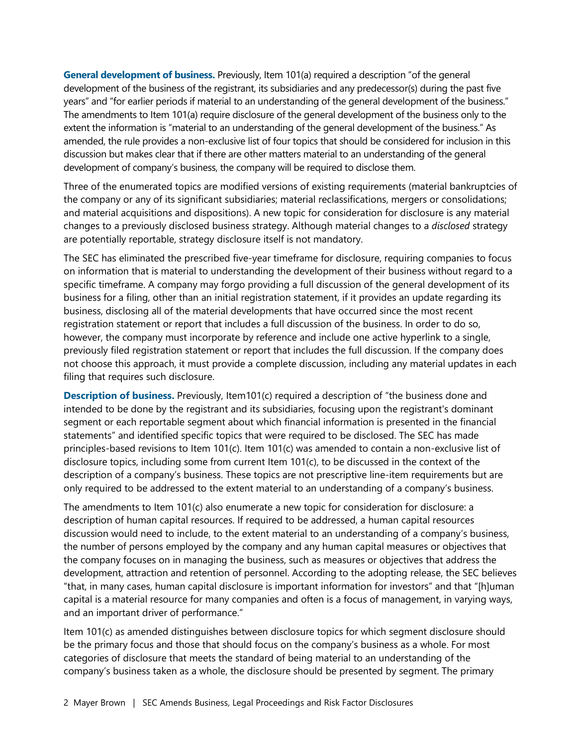**General development of business.** Previously, Item 101(a) required a description "of the general development of the business of the registrant, its subsidiaries and any predecessor(s) during the past five years" and "for earlier periods if material to an understanding of the general development of the business." The amendments to Item 101(a) require disclosure of the general development of the business only to the extent the information is "material to an understanding of the general development of the business." As amended, the rule provides a non-exclusive list of four topics that should be considered for inclusion in this discussion but makes clear that if there are other matters material to an understanding of the general development of company's business, the company will be required to disclose them.

Three of the enumerated topics are modified versions of existing requirements (material bankruptcies of the company or any of its significant subsidiaries; material reclassifications, mergers or consolidations; and material acquisitions and dispositions). A new topic for consideration for disclosure is any material changes to a previously disclosed business strategy. Although material changes to a *disclosed* strategy are potentially reportable, strategy disclosure itself is not mandatory.

The SEC has eliminated the prescribed five-year timeframe for disclosure, requiring companies to focus on information that is material to understanding the development of their business without regard to a specific timeframe. A company may forgo providing a full discussion of the general development of its business for a filing, other than an initial registration statement, if it provides an update regarding its business, disclosing all of the material developments that have occurred since the most recent registration statement or report that includes a full discussion of the business. In order to do so, however, the company must incorporate by reference and include one active hyperlink to a single, previously filed registration statement or report that includes the full discussion. If the company does not choose this approach, it must provide a complete discussion, including any material updates in each filing that requires such disclosure.

**Description of business.** Previously, Item101(c) required a description of "the business done and intended to be done by the registrant and its subsidiaries, focusing upon the registrant's dominant segment or each reportable segment about which financial information is presented in the financial statements" and identified specific topics that were required to be disclosed. The SEC has made principles-based revisions to Item 101(c). Item 101(c) was amended to contain a non-exclusive list of disclosure topics, including some from current Item 101(c), to be discussed in the context of the description of a company's business. These topics are not prescriptive line-item requirements but are only required to be addressed to the extent material to an understanding of a company's business.

The amendments to Item 101(c) also enumerate a new topic for consideration for disclosure: a description of human capital resources. If required to be addressed, a human capital resources discussion would need to include, to the extent material to an understanding of a company's business, the number of persons employed by the company and any human capital measures or objectives that the company focuses on in managing the business, such as measures or objectives that address the development, attraction and retention of personnel. According to the adopting release, the SEC believes "that, in many cases, human capital disclosure is important information for investors" and that "[h]uman capital is a material resource for many companies and often is a focus of management, in varying ways, and an important driver of performance."

Item 101(c) as amended distinguishes between disclosure topics for which segment disclosure should be the primary focus and those that should focus on the company's business as a whole. For most categories of disclosure that meets the standard of being material to an understanding of the company's business taken as a whole, the disclosure should be presented by segment. The primary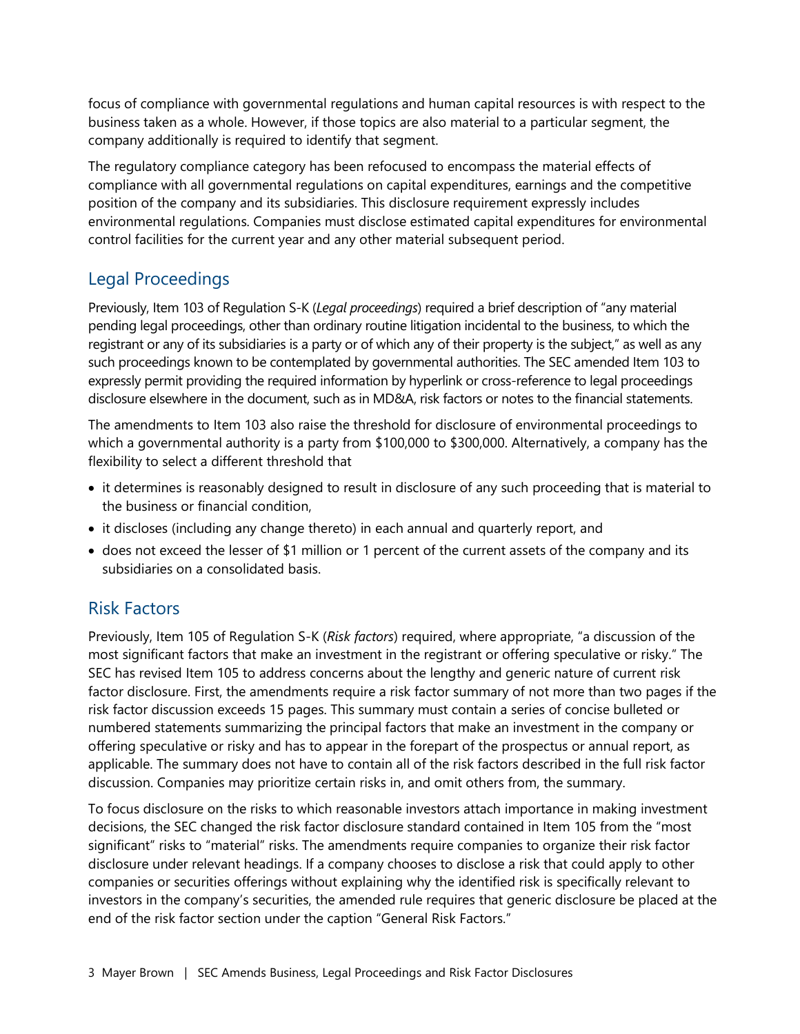focus of compliance with governmental regulations and human capital resources is with respect to the business taken as a whole. However, if those topics are also material to a particular segment, the company additionally is required to identify that segment.

The regulatory compliance category has been refocused to encompass the material effects of compliance with all governmental regulations on capital expenditures, earnings and the competitive position of the company and its subsidiaries. This disclosure requirement expressly includes environmental regulations. Companies must disclose estimated capital expenditures for environmental control facilities for the current year and any other material subsequent period.

## Legal Proceedings

Previously, Item 103 of Regulation S-K (*Legal proceedings*) required a brief description of "any material pending legal proceedings, other than ordinary routine litigation incidental to the business, to which the registrant or any of its subsidiaries is a party or of which any of their property is the subject," as well as any such proceedings known to be contemplated by governmental authorities. The SEC amended Item 103 to expressly permit providing the required information by hyperlink or cross-reference to legal proceedings disclosure elsewhere in the document, such as in MD&A, risk factors or notes to the financial statements.

The amendments to Item 103 also raise the threshold for disclosure of environmental proceedings to which a governmental authority is a party from $100,000 to $300,000. Alternatively, a company has the flexibility to select a different threshold that

- it determines is reasonably designed to result in disclosure of any such proceeding that is material to the business or financial condition,
- it discloses (including any change thereto) in each annual and quarterly report, and
- does not exceed the lesser of $1 million or 1 percent of the current assets of the company and its subsidiaries on a consolidated basis.

## Risk Factors

Previously, Item 105 of Regulation S-K (*Risk factors*) required, where appropriate, "a discussion of the most significant factors that make an investment in the registrant or offering speculative or risky." The SEC has revised Item 105 to address concerns about the lengthy and generic nature of current risk factor disclosure. First, the amendments require a risk factor summary of not more than two pages if the risk factor discussion exceeds 15 pages. This summary must contain a series of concise bulleted or numbered statements summarizing the principal factors that make an investment in the company or offering speculative or risky and has to appear in the forepart of the prospectus or annual report, as applicable. The summary does not have to contain all of the risk factors described in the full risk factor discussion. Companies may prioritize certain risks in, and omit others from, the summary.

To focus disclosure on the risks to which reasonable investors attach importance in making investment decisions, the SEC changed the risk factor disclosure standard contained in Item 105 from the "most significant" risks to "material" risks. The amendments require companies to organize their risk factor disclosure under relevant headings. If a company chooses to disclose a risk that could apply to other companies or securities offerings without explaining why the identified risk is specifically relevant to investors in the company's securities, the amended rule requires that generic disclosure be placed at the end of the risk factor section under the caption "General Risk Factors."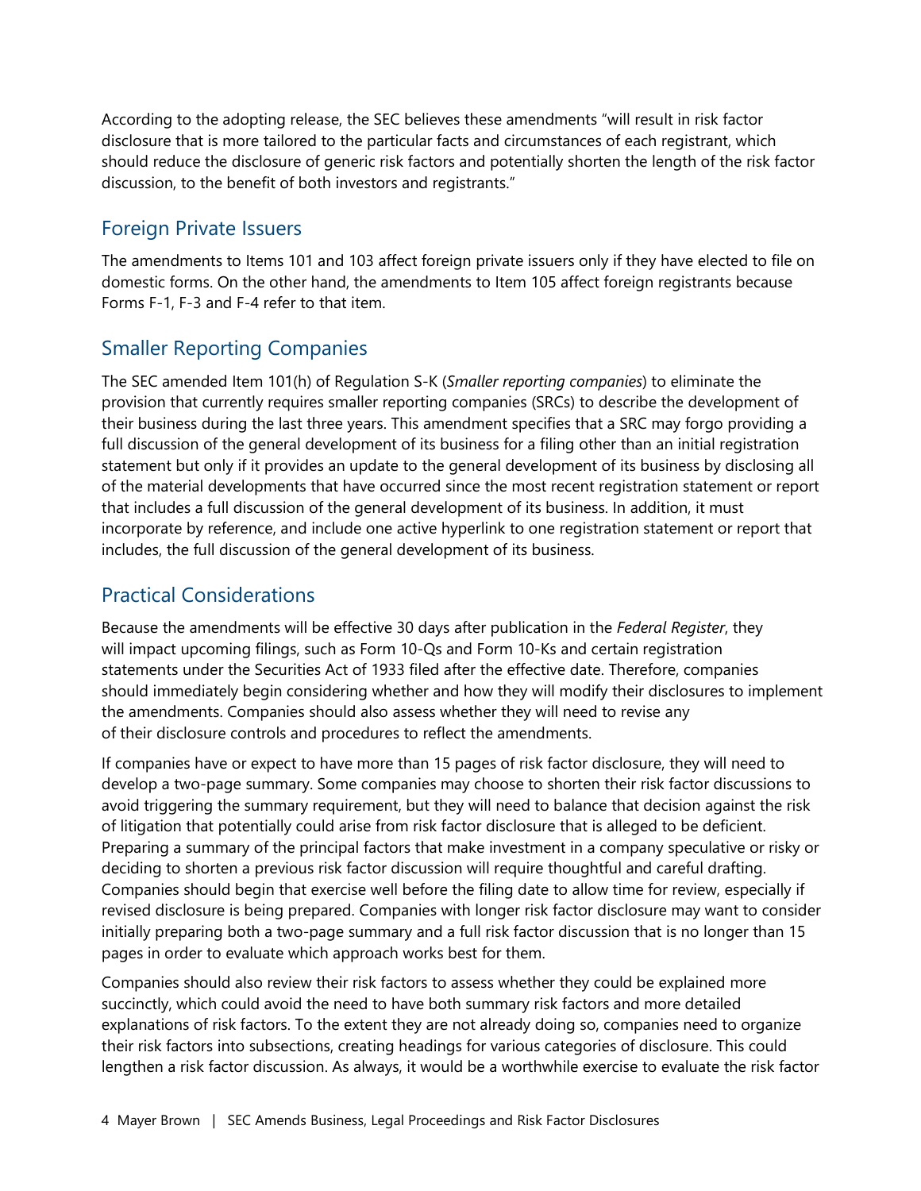According to the adopting release, the SEC believes these amendments "will result in risk factor disclosure that is more tailored to the particular facts and circumstances of each registrant, which should reduce the disclosure of generic risk factors and potentially shorten the length of the risk factor discussion, to the benefit of both investors and registrants."

## Foreign Private Issuers

The amendments to Items 101 and 103 affect foreign private issuers only if they have elected to file on domestic forms. On the other hand, the amendments to Item 105 affect foreign registrants because Forms F-1, F-3 and F-4 refer to that item.

## Smaller Reporting Companies

The SEC amended Item 101(h) of Regulation S-K (*Smaller reporting companies*) to eliminate the provision that currently requires smaller reporting companies (SRCs) to describe the development of their business during the last three years. This amendment specifies that a SRC may forgo providing a full discussion of the general development of its business for a filing other than an initial registration statement but only if it provides an update to the general development of its business by disclosing all of the material developments that have occurred since the most recent registration statement or report that includes a full discussion of the general development of its business. In addition, it must incorporate by reference, and include one active hyperlink to one registration statement or report that includes, the full discussion of the general development of its business.

## Practical Considerations

Because the amendments will be effective 30 days after publication in the *Federal Register*, they will impact upcoming filings, such as Form 10-Qs and Form 10-Ks and certain registration statements under the Securities Act of 1933 filed after the effective date. Therefore, companies should immediately begin considering whether and how they will modify their disclosures to implement the amendments. Companies should also assess whether they will need to revise any of their disclosure controls and procedures to reflect the amendments.

If companies have or expect to have more than 15 pages of risk factor disclosure, they will need to develop a two-page summary. Some companies may choose to shorten their risk factor discussions to avoid triggering the summary requirement, but they will need to balance that decision against the risk of litigation that potentially could arise from risk factor disclosure that is alleged to be deficient. Preparing a summary of the principal factors that make investment in a company speculative or risky or deciding to shorten a previous risk factor discussion will require thoughtful and careful drafting. Companies should begin that exercise well before the filing date to allow time for review, especially if revised disclosure is being prepared. Companies with longer risk factor disclosure may want to consider initially preparing both a two-page summary and a full risk factor discussion that is no longer than 15 pages in order to evaluate which approach works best for them.

Companies should also review their risk factors to assess whether they could be explained more succinctly, which could avoid the need to have both summary risk factors and more detailed explanations of risk factors. To the extent they are not already doing so, companies need to organize their risk factors into subsections, creating headings for various categories of disclosure. This could lengthen a risk factor discussion. As always, it would be a worthwhile exercise to evaluate the risk factor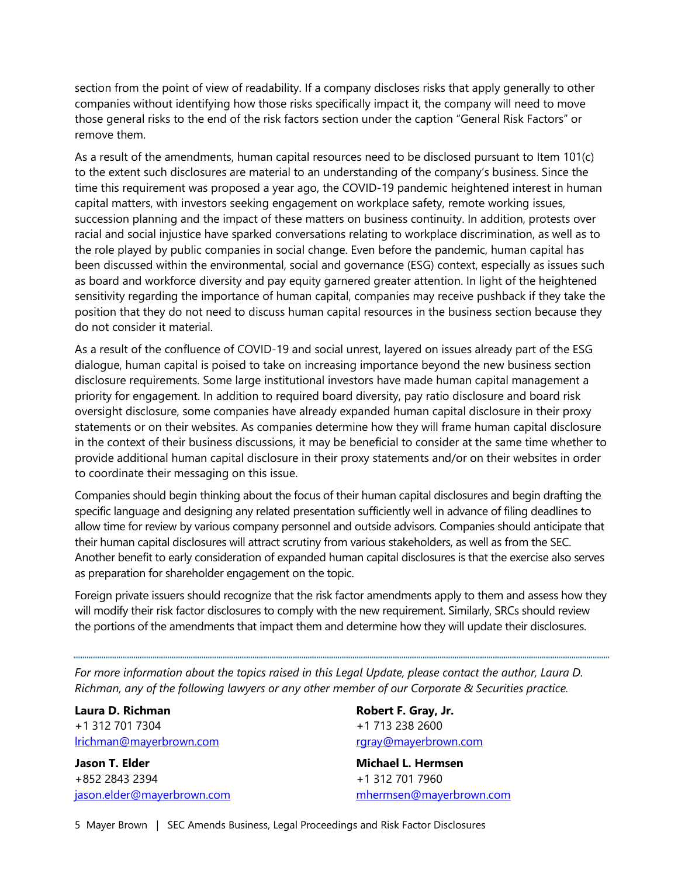section from the point of view of readability. If a company discloses risks that apply generally to other companies without identifying how those risks specifically impact it, the company will need to move those general risks to the end of the risk factors section under the caption "General Risk Factors" or remove them.

As a result of the amendments, human capital resources need to be disclosed pursuant to Item 101(c) to the extent such disclosures are material to an understanding of the company's business. Since the time this requirement was proposed a year ago, the COVID-19 pandemic heightened interest in human capital matters, with investors seeking engagement on workplace safety, remote working issues, succession planning and the impact of these matters on business continuity. In addition, protests over racial and social injustice have sparked conversations relating to workplace discrimination, as well as to the role played by public companies in social change. Even before the pandemic, human capital has been discussed within the environmental, social and governance (ESG) context, especially as issues such as board and workforce diversity and pay equity garnered greater attention. In light of the heightened sensitivity regarding the importance of human capital, companies may receive pushback if they take the position that they do not need to discuss human capital resources in the business section because they do not consider it material.

As a result of the confluence of COVID-19 and social unrest, layered on issues already part of the ESG dialogue, human capital is poised to take on increasing importance beyond the new business section disclosure requirements. Some large institutional investors have made human capital management a priority for engagement. In addition to required board diversity, pay ratio disclosure and board risk oversight disclosure, some companies have already expanded human capital disclosure in their proxy statements or on their websites. As companies determine how they will frame human capital disclosure in the context of their business discussions, it may be beneficial to consider at the same time whether to provide additional human capital disclosure in their proxy statements and/or on their websites in order to coordinate their messaging on this issue.

Companies should begin thinking about the focus of their human capital disclosures and begin drafting the specific language and designing any related presentation sufficiently well in advance of filing deadlines to allow time for review by various company personnel and outside advisors. Companies should anticipate that their human capital disclosures will attract scrutiny from various stakeholders, as well as from the SEC. Another benefit to early consideration of expanded human capital disclosures is that the exercise also serves as preparation for shareholder engagement on the topic.

Foreign private issuers should recognize that the risk factor amendments apply to them and assess how they will modify their risk factor disclosures to comply with the new requirement. Similarly, SRCs should review the portions of the amendments that impact them and determine how they will update their disclosures.

---

*For more information about the topics raised in this Legal Update, please contact the author, Laura D. Richman, any of the following lawyers or any other member of our Corporate & Securities practice.*

**Laura D. Richman**
+1 312 701 7304
lrichman@mayerbrown.com

**Robert F. Gray, Jr.**
+1 713 238 2600
rgray@mayerbrown.com

**Jason T. Elder**
+852 2843 2394
jason.elder@mayerbrown.com

**Michael L. Hermsen**
+1 312 701 7960
mhermsen@mayerbrown.com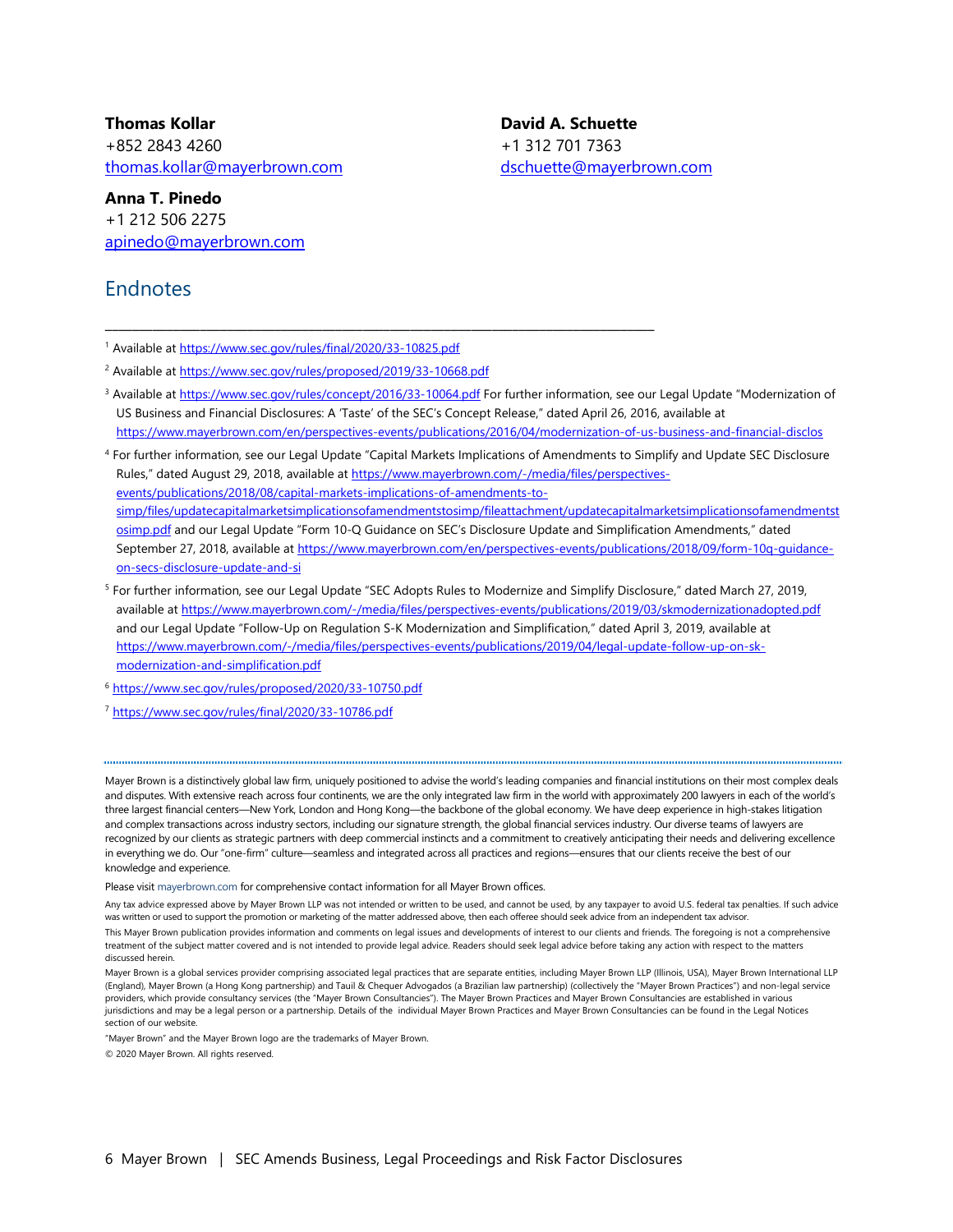**Thomas Kollar**
+852 2843 4260
thomas.kollar@mayerbrown.com

**David A. Schuette**
+1 312 701 7363
dschuette@mayerbrown.com

**Anna T. Pinedo**
+1 212 506 2275
apinedo@mayerbrown.com

## Endnotes

[1] Available at https://www.sec.gov/rules/final/2020/33-10825.pdf

[2] Available at https://www.sec.gov/rules/proposed/2019/33-10668.pdf

[3] Available at https://www.sec.gov/rules/concept/2016/33-10064.pdf For further information, see our Legal Update "Modernization of US Business and Financial Disclosures: A 'Taste' of the SEC's Concept Release," dated April 26, 2016, available at https://www.mayerbrown.com/en/perspectives-events/publications/2016/04/modernization-of-us-business-and-financial-disclos

[4] For further information, see our Legal Update "Capital Markets Implications of Amendments to Simplify and Update SEC Disclosure Rules," dated August 29, 2018, available at https://www.mayerbrown.com/-/media/files/perspectives-events/publications/2018/08/capital-markets-implications-of-amendments-to-simp/files/updatecapitalmarketsimplicationsofamendmentstosimp/fileattachment/updatecapitalmarketsimplicationsofamendmentstosimp.pdf and our Legal Update "Form 10-Q Guidance on SEC's Disclosure Update and Simplification Amendments," dated September 27, 2018, available at https://www.mayerbrown.com/en/perspectives-events/publications/2018/09/form-10q-guidance-on-secs-disclosure-update-and-si

[5] For further information, see our Legal Update "SEC Adopts Rules to Modernize and Simplify Disclosure," dated March 27, 2019, available at https://www.mayerbrown.com/-/media/files/perspectives-events/publications/2019/03/skmodernizationadopted.pdf and our Legal Update "Follow-Up on Regulation S-K Modernization and Simplification," dated April 3, 2019, available at https://www.mayerbrown.com/-/media/files/perspectives-events/publications/2019/04/legal-update-follow-up-on-sk-modernization-and-simplification.pdf

[6] https://www.sec.gov/rules/proposed/2020/33-10750.pdf

[7] https://www.sec.gov/rules/final/2020/33-10786.pdf

---

Mayer Brown is a distinctively global law firm, uniquely positioned to advise the world's leading companies and financial institutions on their most complex deals and disputes. With extensive reach across four continents, we are the only integrated law firm in the world with approximately 200 lawyers in each of the world's three largest financial centers—New York, London and Hong Kong—the backbone of the global economy. We have deep experience in high-stakes litigation and complex transactions across industry sectors, including our signature strength, the global financial services industry. Our diverse teams of lawyers are recognized by our clients as strategic partners with deep commercial instincts and a commitment to creatively anticipating their needs and delivering excellence in everything we do. Our "one-firm" culture—seamless and integrated across all practices and regions—ensures that our clients receive the best of our knowledge and experience.

Please visit mayerbrown.com for comprehensive contact information for all Mayer Brown offices.

Any tax advice expressed above by Mayer Brown LLP was not intended or written to be used, and cannot be used, by any taxpayer to avoid U.S. federal tax penalties. If such advice was written or used to support the promotion or marketing of the matter addressed above, then each offeree should seek advice from an independent tax advisor.

This Mayer Brown publication provides information and comments on legal issues and developments of interest to our clients and friends. The foregoing is not a comprehensive treatment of the subject matter covered and is not intended to provide legal advice. Readers should seek legal advice before taking any action with respect to the matters discussed herein.

Mayer Brown is a global services provider comprising associated legal practices that are separate entities, including Mayer Brown LLP (Illinois, USA), Mayer Brown International LLP (England), Mayer Brown (a Hong Kong partnership) and Tauil & Chequer Advogados (a Brazilian law partnership) (collectively the "Mayer Brown Practices") and non-legal service providers, which provide consultancy services (the "Mayer Brown Consultancies"). The Mayer Brown Practices and Mayer Brown Consultancies are established in various jurisdictions and may be a legal person or a partnership. Details of the individual Mayer Brown Practices and Mayer Brown Consultancies can be found in the Legal Notices section of our website.

"Mayer Brown" and the Mayer Brown logo are the trademarks of Mayer Brown.

© 2020 Mayer Brown. All rights reserved.